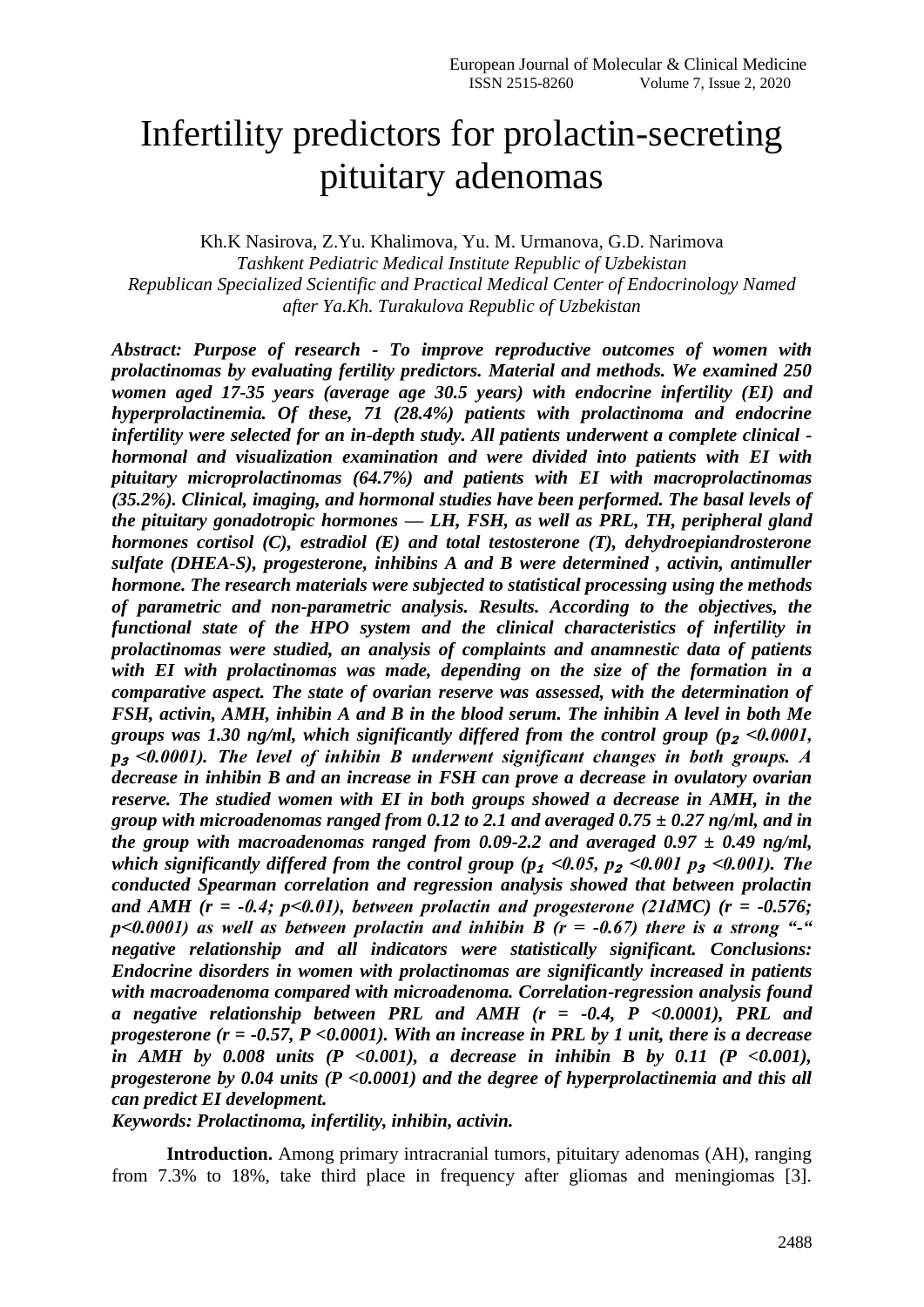# Infertility predictors for prolactin-secreting pituitary adenomas

Kh.K Nasirova, Z.Yu. Khalimova, Yu. M. Urmanova, G.D. Narimova

*Tashkent Pediatric Medical Institute Republic of Uzbekistan*

*Republican Specialized Scientific and Practical Medical Center of Endocrinology Named after Ya.Kh. Turakulova Republic of Uzbekistan*

***Abstract: Purpose of research - To improve reproductive outcomes of women with prolactinomas by evaluating fertility predictors. Material and methods. We examined 250 women aged 17-35 years (average age 30.5 years) with endocrine infertility (EI) and hyperprolactinemia. Of these, 71 (28.4%) patients with prolactinoma and endocrine infertility were selected for an in-depth study. All patients underwent a complete clinical - hormonal and visualization examination and were divided into patients with EI with pituitary microprolactinomas (64.7%) and patients with EI with macroprolactinomas (35.2%). Clinical, imaging, and hormonal studies have been performed. The basal levels of the pituitary gonadotropic hormones — LH, FSH, as well as PRL, TH, peripheral gland hormones cortisol (C), estradiol (E) and total testosterone (T), dehydroepiandrosterone sulfate (DHEA-S), progesterone, inhibins A and B were determined , activin, antimuller hormone. The research materials were subjected to statistical processing using the methods of parametric and non-parametric analysis. Results. According to the objectives, the functional state of the HPO system and the clinical characteristics of infertility in prolactinomas were studied, an analysis of complaints and anamnestic data of patients with EI with prolactinomas was made, depending on the size of the formation in a comparative aspect. The state of ovarian reserve was assessed, with the determination of FSH, activin, AMH, inhibin A and B in the blood serum. The inhibin A level in both Me groups was 1.30 ng/ml, which significantly differed from the control group ($p_2$ <0.0001, $p_3$ <0.0001). The level of inhibin B underwent significant changes in both groups. A decrease in inhibin B and an increase in FSH can prove a decrease in ovulatory ovarian reserve. The studied women with EI in both groups showed a decrease in AMH, in the group with microadenomas ranged from 0.12 to 2.1 and averaged 0.75 ± 0.27 ng/ml, and in the group with macroadenomas ranged from 0.09-2.2 and averaged 0.97 ± 0.49 ng/ml, which significantly differed from the control group ($p_1$ <0.05, $p_2$ <0.001 $p_3$ <0.001). The conducted Spearman correlation and regression analysis showed that between prolactin and AMH (r = -0.4; p<0.01), between prolactin and progesterone (21dMC) (r = -0.576; p<0.0001) as well as between prolactin and inhibin B (r = -0.67) there is a strong "-" negative relationship and all indicators were statistically significant. Conclusions: Endocrine disorders in women with prolactinomas are significantly increased in patients with macroadenoma compared with microadenoma. Correlation-regression analysis found a negative relationship between PRL and AMH (r = -0.4, P <0.0001), PRL and progesterone (r = -0.57, P <0.0001). With an increase in PRL by 1 unit, there is a decrease in AMH by 0.008 units (P <0.001), a decrease in inhibin B by 0.11 (P <0.001), progesterone by 0.04 units (P <0.0001) and the degree of hyperprolactinemia and this all can predict EI development.***

***Keywords: Prolactinoma, infertility, inhibin, activin.***

**Introduction.** Among primary intracranial tumors, pituitary adenomas (AH), ranging from 7.3% to 18%, take third place in frequency after gliomas and meningiomas [3].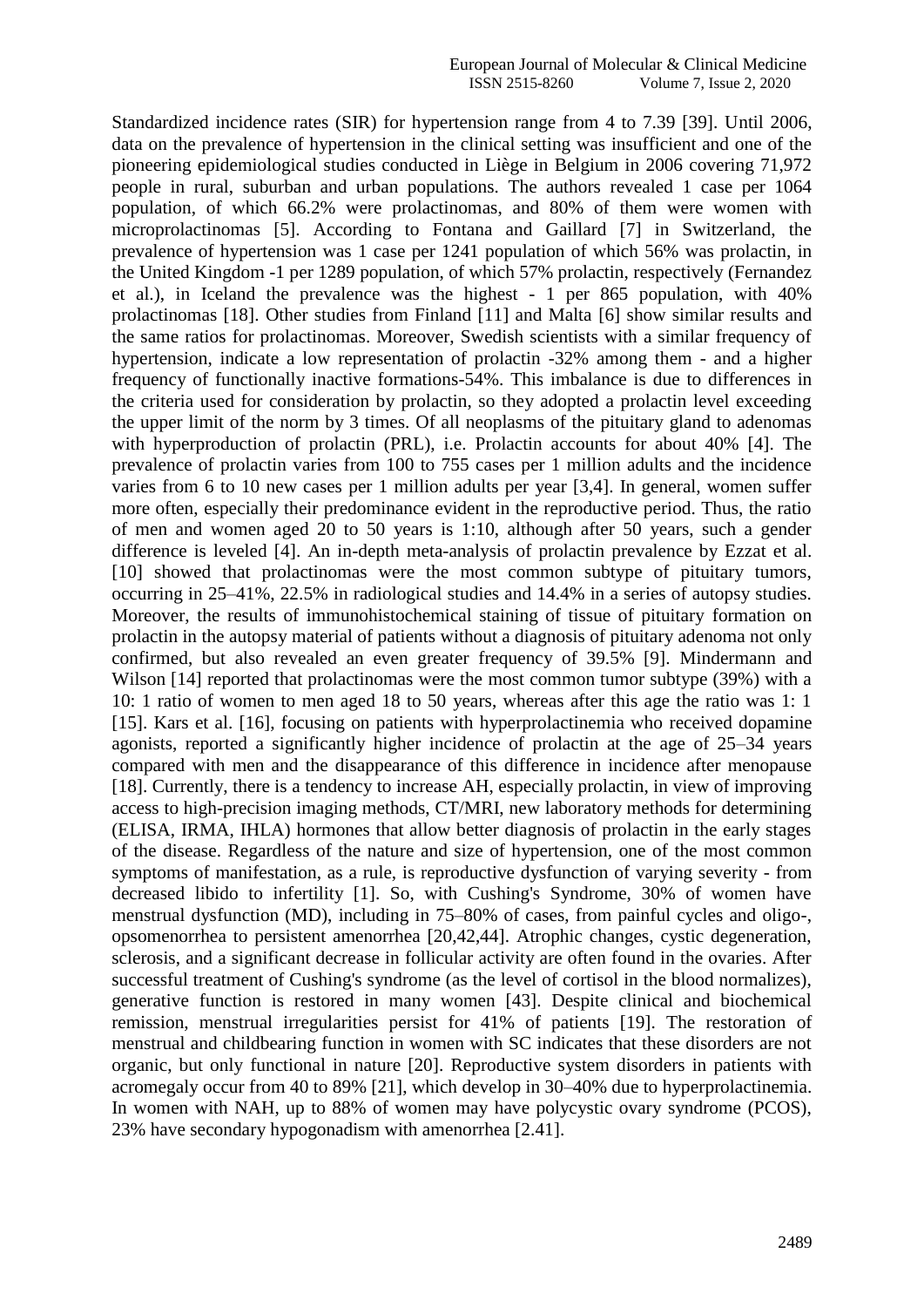Standardized incidence rates (SIR) for hypertension range from 4 to 7.39 [39]. Until 2006, data on the prevalence of hypertension in the clinical setting was insufficient and one of the pioneering epidemiological studies conducted in Liège in Belgium in 2006 covering 71,972 people in rural, suburban and urban populations. The authors revealed 1 case per 1064 population, of which 66.2% were prolactinomas, and 80% of them were women with microprolactinomas [5]. According to Fontana and Gaillard [7] in Switzerland, the prevalence of hypertension was 1 case per 1241 population of which 56% was prolactin, in the United Kingdom -1 per 1289 population, of which 57% prolactin, respectively (Fernandez et al.), in Iceland the prevalence was the highest - 1 per 865 population, with 40% prolactinomas [18]. Other studies from Finland [11] and Malta [6] show similar results and the same ratios for prolactinomas. Moreover, Swedish scientists with a similar frequency of hypertension, indicate a low representation of prolactin -32% among them - and a higher frequency of functionally inactive formations-54%. This imbalance is due to differences in the criteria used for consideration by prolactin, so they adopted a prolactin level exceeding the upper limit of the norm by 3 times. Of all neoplasms of the pituitary gland to adenomas with hyperproduction of prolactin (PRL), i.e. Prolactin accounts for about 40% [4]. The prevalence of prolactin varies from 100 to 755 cases per 1 million adults and the incidence varies from 6 to 10 new cases per 1 million adults per year [3,4]. In general, women suffer more often, especially their predominance evident in the reproductive period. Thus, the ratio of men and women aged 20 to 50 years is 1:10, although after 50 years, such a gender difference is leveled [4]. An in-depth meta-analysis of prolactin prevalence by Ezzat et al. [10] showed that prolactinomas were the most common subtype of pituitary tumors, occurring in 25–41%, 22.5% in radiological studies and 14.4% in a series of autopsy studies. Moreover, the results of immunohistochemical staining of tissue of pituitary formation on prolactin in the autopsy material of patients without a diagnosis of pituitary adenoma not only confirmed, but also revealed an even greater frequency of 39.5% [9]. Mindermann and Wilson [14] reported that prolactinomas were the most common tumor subtype (39%) with a 10: 1 ratio of women to men aged 18 to 50 years, whereas after this age the ratio was 1: 1 [15]. Kars et al. [16], focusing on patients with hyperprolactinemia who received dopamine agonists, reported a significantly higher incidence of prolactin at the age of 25–34 years compared with men and the disappearance of this difference in incidence after menopause [18]. Currently, there is a tendency to increase AH, especially prolactin, in view of improving access to high-precision imaging methods, CT/MRI, new laboratory methods for determining (ELISA, IRMA, IHLA) hormones that allow better diagnosis of prolactin in the early stages of the disease. Regardless of the nature and size of hypertension, one of the most common symptoms of manifestation, as a rule, is reproductive dysfunction of varying severity - from decreased libido to infertility [1]. So, with Cushing's Syndrome, 30% of women have menstrual dysfunction (MD), including in 75–80% of cases, from painful cycles and oligo-, opsomenorrhea to persistent amenorrhea [20,42,44]. Atrophic changes, cystic degeneration, sclerosis, and a significant decrease in follicular activity are often found in the ovaries. After successful treatment of Cushing's syndrome (as the level of cortisol in the blood normalizes), generative function is restored in many women [43]. Despite clinical and biochemical remission, menstrual irregularities persist for 41% of patients [19]. The restoration of menstrual and childbearing function in women with SC indicates that these disorders are not organic, but only functional in nature [20]. Reproductive system disorders in patients with acromegaly occur from 40 to 89% [21], which develop in 30–40% due to hyperprolactinemia. In women with NAH, up to 88% of women may have polycystic ovary syndrome (PCOS), 23% have secondary hypogonadism with amenorrhea [2.41].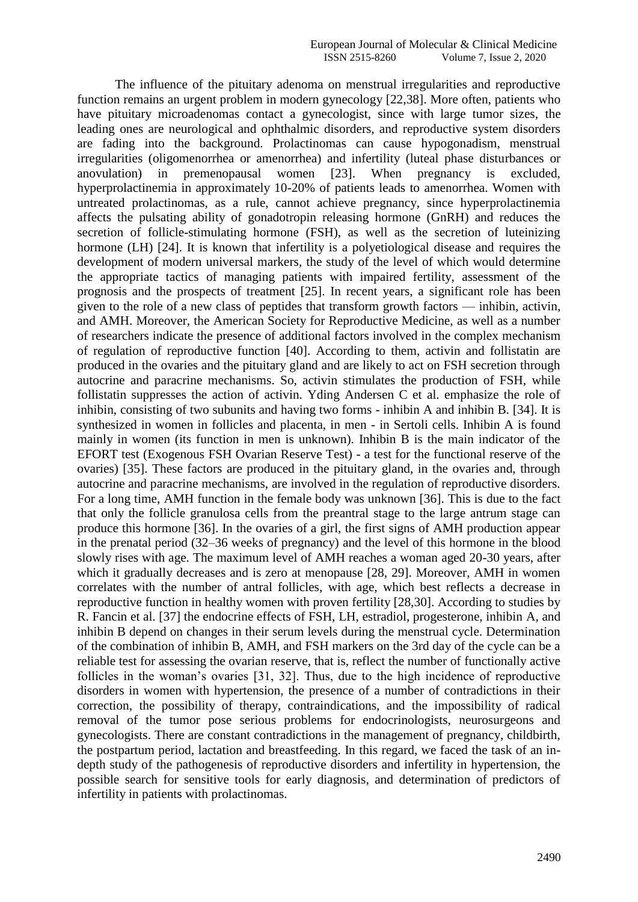The influence of the pituitary adenoma on menstrual irregularities and reproductive function remains an urgent problem in modern gynecology [22,38]. More often, patients who have pituitary microadenomas contact a gynecologist, since with large tumor sizes, the leading ones are neurological and ophthalmic disorders, and reproductive system disorders are fading into the background. Prolactinomas can cause hypogonadism, menstrual irregularities (oligomenorrhea or amenorrhea) and infertility (luteal phase disturbances or anovulation) in premenopausal women [23]. When pregnancy is excluded, hyperprolactinemia in approximately 10-20% of patients leads to amenorrhea. Women with untreated prolactinomas, as a rule, cannot achieve pregnancy, since hyperprolactinemia affects the pulsating ability of gonadotropin releasing hormone (GnRH) and reduces the secretion of follicle-stimulating hormone (FSH), as well as the secretion of luteinizing hormone (LH) [24]. It is known that infertility is a polyetiological disease and requires the development of modern universal markers, the study of the level of which would determine the appropriate tactics of managing patients with impaired fertility, assessment of the prognosis and the prospects of treatment [25]. In recent years, a significant role has been given to the role of a new class of peptides that transform growth factors — inhibin, activin, and AMH. Moreover, the American Society for Reproductive Medicine, as well as a number of researchers indicate the presence of additional factors involved in the complex mechanism of regulation of reproductive function [40]. According to them, activin and follistatin are produced in the ovaries and the pituitary gland and are likely to act on FSH secretion through autocrine and paracrine mechanisms. So, activin stimulates the production of FSH, while follistatin suppresses the action of activin. Yding Andersen C et al. emphasize the role of inhibin, consisting of two subunits and having two forms - inhibin A and inhibin B. [34]. It is synthesized in women in follicles and placenta, in men - in Sertoli cells. Inhibin A is found mainly in women (its function in men is unknown). Inhibin B is the main indicator of the EFORT test (Exogenous FSH Ovarian Reserve Test) - a test for the functional reserve of the ovaries) [35]. These factors are produced in the pituitary gland, in the ovaries and, through autocrine and paracrine mechanisms, are involved in the regulation of reproductive disorders. For a long time, AMH function in the female body was unknown [36]. This is due to the fact that only the follicle granulosa cells from the preantral stage to the large antrum stage can produce this hormone [36]. In the ovaries of a girl, the first signs of AMH production appear in the prenatal period (32–36 weeks of pregnancy) and the level of this hormone in the blood slowly rises with age. The maximum level of AMH reaches a woman aged 20-30 years, after which it gradually decreases and is zero at menopause [28, 29]. Moreover, AMH in women correlates with the number of antral follicles, with age, which best reflects a decrease in reproductive function in healthy women with proven fertility [28,30]. According to studies by R. Fancin et al. [37] the endocrine effects of FSH, LH, estradiol, progesterone, inhibin A, and inhibin B depend on changes in their serum levels during the menstrual cycle. Determination of the combination of inhibin B, AMH, and FSH markers on the 3rd day of the cycle can be a reliable test for assessing the ovarian reserve, that is, reflect the number of functionally active follicles in the woman's ovaries [31, 32]. Thus, due to the high incidence of reproductive disorders in women with hypertension, the presence of a number of contradictions in their correction, the possibility of therapy, contraindications, and the impossibility of radical removal of the tumor pose serious problems for endocrinologists, neurosurgeons and gynecologists. There are constant contradictions in the management of pregnancy, childbirth, the postpartum period, lactation and breastfeeding. In this regard, we faced the task of an in-depth study of the pathogenesis of reproductive disorders and infertility in hypertension, the possible search for sensitive tools for early diagnosis, and determination of predictors of infertility in patients with prolactinomas.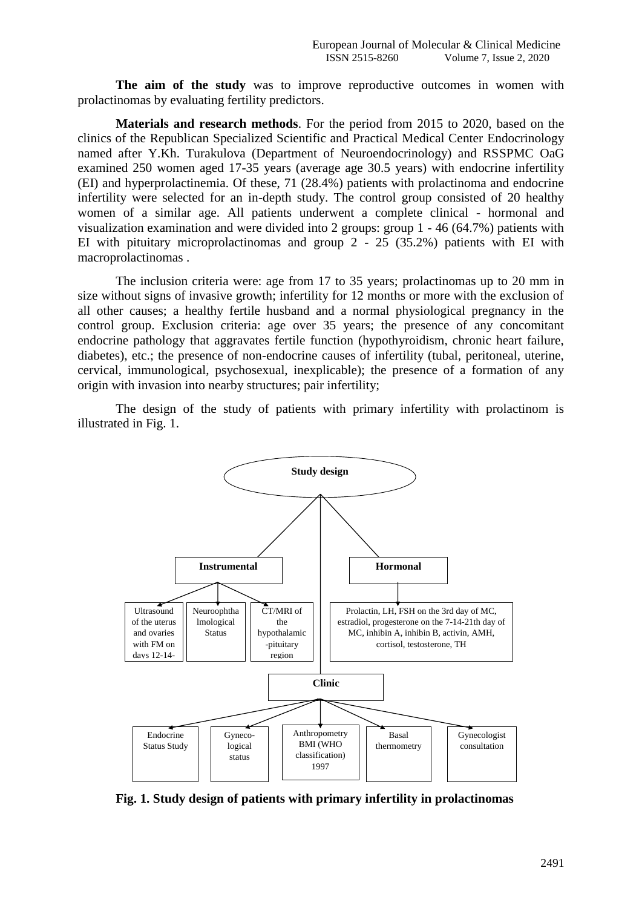**The aim of the study** was to improve reproductive outcomes in women with prolactinomas by evaluating fertility predictors.

**Materials and research methods**. For the period from 2015 to 2020, based on the clinics of the Republican Specialized Scientific and Practical Medical Center Endocrinology named after Y.Kh. Turakulova (Department of Neuroendocrinology) and RSSPMC OaG examined 250 women aged 17-35 years (average age 30.5 years) with endocrine infertility (EI) and hyperprolactinemia. Of these, 71 (28.4%) patients with prolactinoma and endocrine infertility were selected for an in-depth study. The control group consisted of 20 healthy women of a similar age. All patients underwent a complete clinical - hormonal and visualization examination and were divided into 2 groups: group 1 - 46 (64.7%) patients with EI with pituitary microprolactinomas and group 2 - 25 (35.2%) patients with EI with macroprolactinomas .

The inclusion criteria were: age from 17 to 35 years; prolactinomas up to 20 mm in size without signs of invasive growth; infertility for 12 months or more with the exclusion of all other causes; a healthy fertile husband and a normal physiological pregnancy in the control group. Exclusion criteria: age over 35 years; the presence of any concomitant endocrine pathology that aggravates fertile function (hypothyroidism, chronic heart failure, diabetes), etc.; the presence of non-endocrine causes of infertility (tubal, peritoneal, uterine, cervical, immunological, psychosexual, inexplicable); the presence of a formation of any origin with invasion into nearby structures; pair infertility;

The design of the study of patients with primary infertility with prolactinom is illustrated in Fig. 1.

**Study design**

- **Instrumental**
  - Ultrasound of the uterus and ovaries with FM on days 12-14-
  - Neuroophthalmological Status
  - CT/MRI of the hypothalamic-pituitary region
- **Hormonal**
  - Prolactin, LH, FSH on the 3rd day of MC, estradiol, progesterone on the 7-14-21th day of MC, inhibin A, inhibin B, activin, AMH, cortisol, testosterone, TH
- **Clinic**
  - Endocrine Status Study
  - Gynecological status
  - Anthropometry BMI (WHO classification) 1997
  - Basal thermometry
  - Gynecologist consultation

**Fig. 1. Study design of patients with primary infertility in prolactinomas**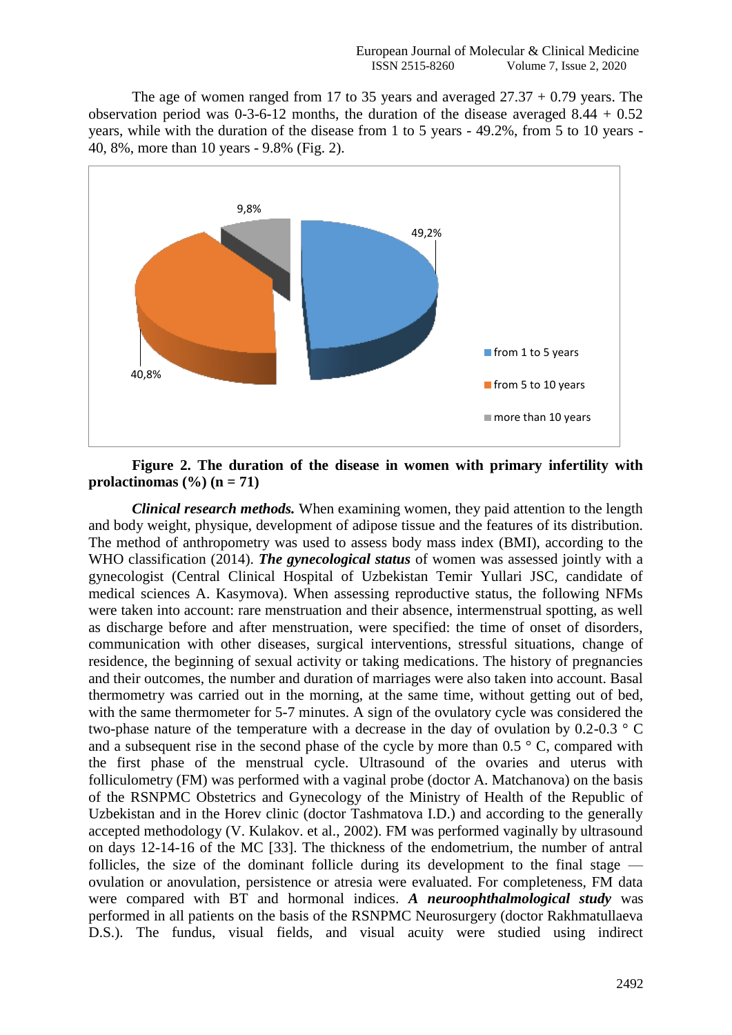The age of women ranged from 17 to 35 years and averaged 27.37 + 0.79 years. The observation period was 0-3-6-12 months, the duration of the disease averaged 8.44 + 0.52 years, while with the duration of the disease from 1 to 5 years - 49.2%, from 5 to 10 years - 40, 8%, more than 10 years - 9.8% (Fig. 2).

**Figure 2. The duration of the disease in women with primary infertility with prolactinomas (%) (n = 71)**

***Clinical research methods.*** When examining women, they paid attention to the length and body weight, physique, development of adipose tissue and the features of its distribution. The method of anthropometry was used to assess body mass index (BMI), according to the WHO classification (2014). ***The gynecological status*** of women was assessed jointly with a gynecologist (Central Clinical Hospital of Uzbekistan Temir Yullari JSC, candidate of medical sciences A. Kasymova). When assessing reproductive status, the following NFMs were taken into account: rare menstruation and their absence, intermenstrual spotting, as well as discharge before and after menstruation, were specified: the time of onset of disorders, communication with other diseases, surgical interventions, stressful situations, change of residence, the beginning of sexual activity or taking medications. The history of pregnancies and their outcomes, the number and duration of marriages were also taken into account. Basal thermometry was carried out in the morning, at the same time, without getting out of bed, with the same thermometer for 5-7 minutes. A sign of the ovulatory cycle was considered the two-phase nature of the temperature with a decrease in the day of ovulation by 0.2-0.3 ° C and a subsequent rise in the second phase of the cycle by more than 0.5 ° C, compared with the first phase of the menstrual cycle. Ultrasound of the ovaries and uterus with folliculometry (FM) was performed with a vaginal probe (doctor A. Matchanova) on the basis of the RSNPMC Obstetrics and Gynecology of the Ministry of Health of the Republic of Uzbekistan and in the Horev clinic (doctor Tashmatova I.D.) and according to the generally accepted methodology (V. Kulakov. et al., 2002). FM was performed vaginally by ultrasound on days 12-14-16 of the MC [33]. The thickness of the endometrium, the number of antral follicles, the size of the dominant follicle during its development to the final stage — ovulation or anovulation, persistence or atresia were evaluated. For completeness, FM data were compared with BT and hormonal indices. ***A neuroophthalmological study*** was performed in all patients on the basis of the RSNPMC Neurosurgery (doctor Rakhmatullaeva D.S.). The fundus, visual fields, and visual acuity were studied using indirect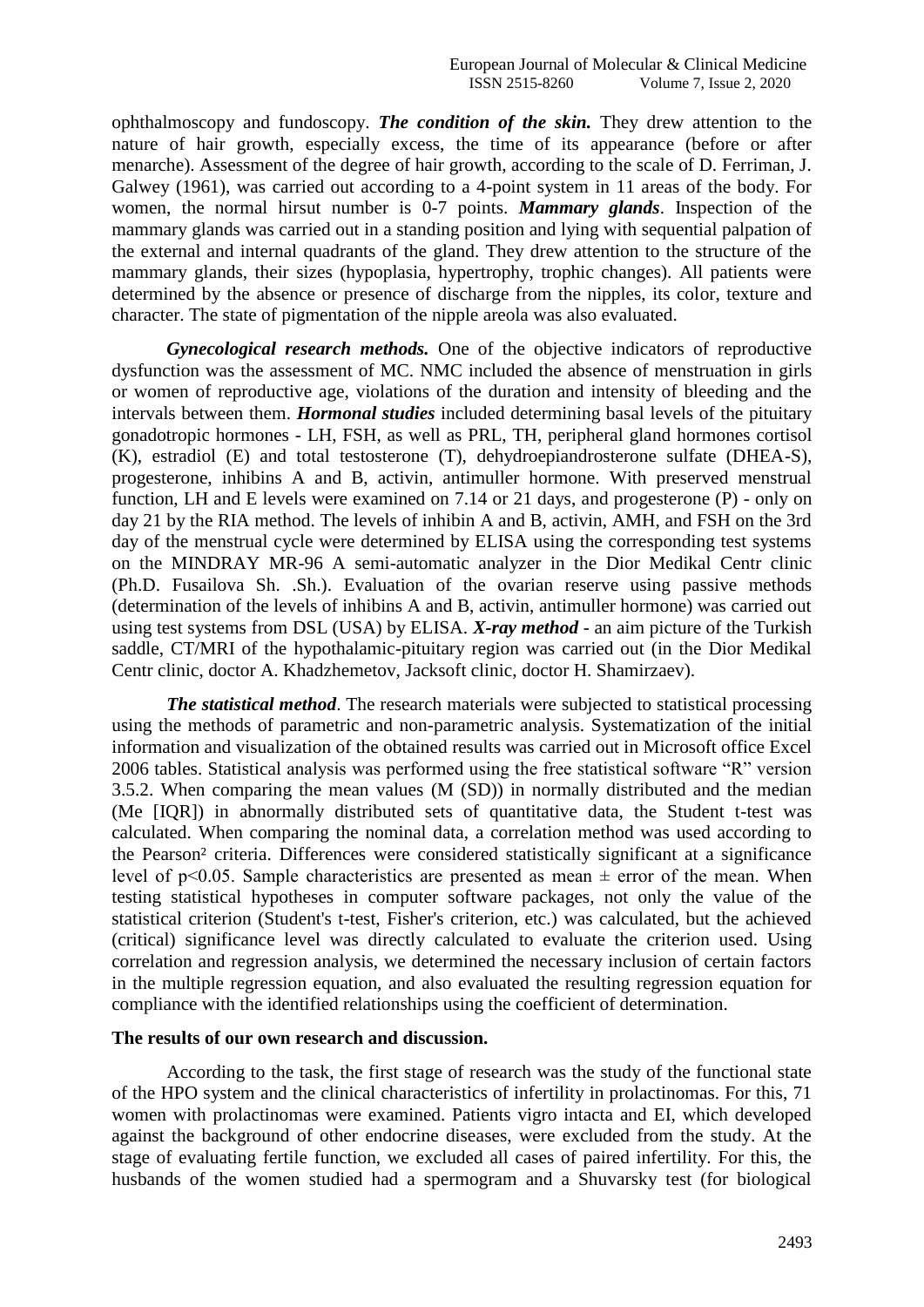ophthalmoscopy and fundoscopy. ***The condition of the skin.*** They drew attention to the nature of hair growth, especially excess, the time of its appearance (before or after menarche). Assessment of the degree of hair growth, according to the scale of D. Ferriman, J. Galwey (1961), was carried out according to a 4-point system in 11 areas of the body. For women, the normal hirsut number is 0-7 points. ***Mammary glands***. Inspection of the mammary glands was carried out in a standing position and lying with sequential palpation of the external and internal quadrants of the gland. They drew attention to the structure of the mammary glands, their sizes (hypoplasia, hypertrophy, trophic changes). All patients were determined by the absence or presence of discharge from the nipples, its color, texture and character. The state of pigmentation of the nipple areola was also evaluated.

***Gynecological research methods.*** One of the objective indicators of reproductive dysfunction was the assessment of MC. NMC included the absence of menstruation in girls or women of reproductive age, violations of the duration and intensity of bleeding and the intervals between them. ***Hormonal studies*** included determining basal levels of the pituitary gonadotropic hormones - LH, FSH, as well as PRL, TH, peripheral gland hormones cortisol (K), estradiol (E) and total testosterone (T), dehydroepiandrosterone sulfate (DHEA-S), progesterone, inhibins A and B, activin, antimuller hormone. With preserved menstrual function, LH and E levels were examined on 7.14 or 21 days, and progesterone (P) - only on day 21 by the RIA method. The levels of inhibin A and B, activin, AMH, and FSH on the 3rd day of the menstrual cycle were determined by ELISA using the corresponding test systems on the MINDRAY MR-96 A semi-automatic analyzer in the Dior Medikal Centr clinic (Ph.D. Fusailova Sh. .Sh.). Evaluation of the ovarian reserve using passive methods (determination of the levels of inhibins A and B, activin, antimuller hormone) was carried out using test systems from DSL (USA) by ELISA. ***X-ray method*** - an aim picture of the Turkish saddle, CT/MRI of the hypothalamic-pituitary region was carried out (in the Dior Medikal Centr clinic, doctor A. Khadzhemetov, Jacksoft clinic, doctor H. Shamirzaev).

***The statistical method***. The research materials were subjected to statistical processing using the methods of parametric and non-parametric analysis. Systematization of the initial information and visualization of the obtained results was carried out in Microsoft office Excel 2006 tables. Statistical analysis was performed using the free statistical software "R" version 3.5.2. When comparing the mean values (M (SD)) in normally distributed and the median (Me [IQR]) in abnormally distributed sets of quantitative data, the Student t-test was calculated. When comparing the nominal data, a correlation method was used according to the Pearson² criteria. Differences were considered statistically significant at a significance level of $p<0.05$. Sample characteristics are presented as mean ± error of the mean. When testing statistical hypotheses in computer software packages, not only the value of the statistical criterion (Student's t-test, Fisher's criterion, etc.) was calculated, but the achieved (critical) significance level was directly calculated to evaluate the criterion used. Using correlation and regression analysis, we determined the necessary inclusion of certain factors in the multiple regression equation, and also evaluated the resulting regression equation for compliance with the identified relationships using the coefficient of determination.

**The results of our own research and discussion.**

According to the task, the first stage of research was the study of the functional state of the HPO system and the clinical characteristics of infertility in prolactinomas. For this, 71 women with prolactinomas were examined. Patients vigro intacta and EI, which developed against the background of other endocrine diseases, were excluded from the study. At the stage of evaluating fertile function, we excluded all cases of paired infertility. For this, the husbands of the women studied had a spermogram and a Shuvarsky test (for biological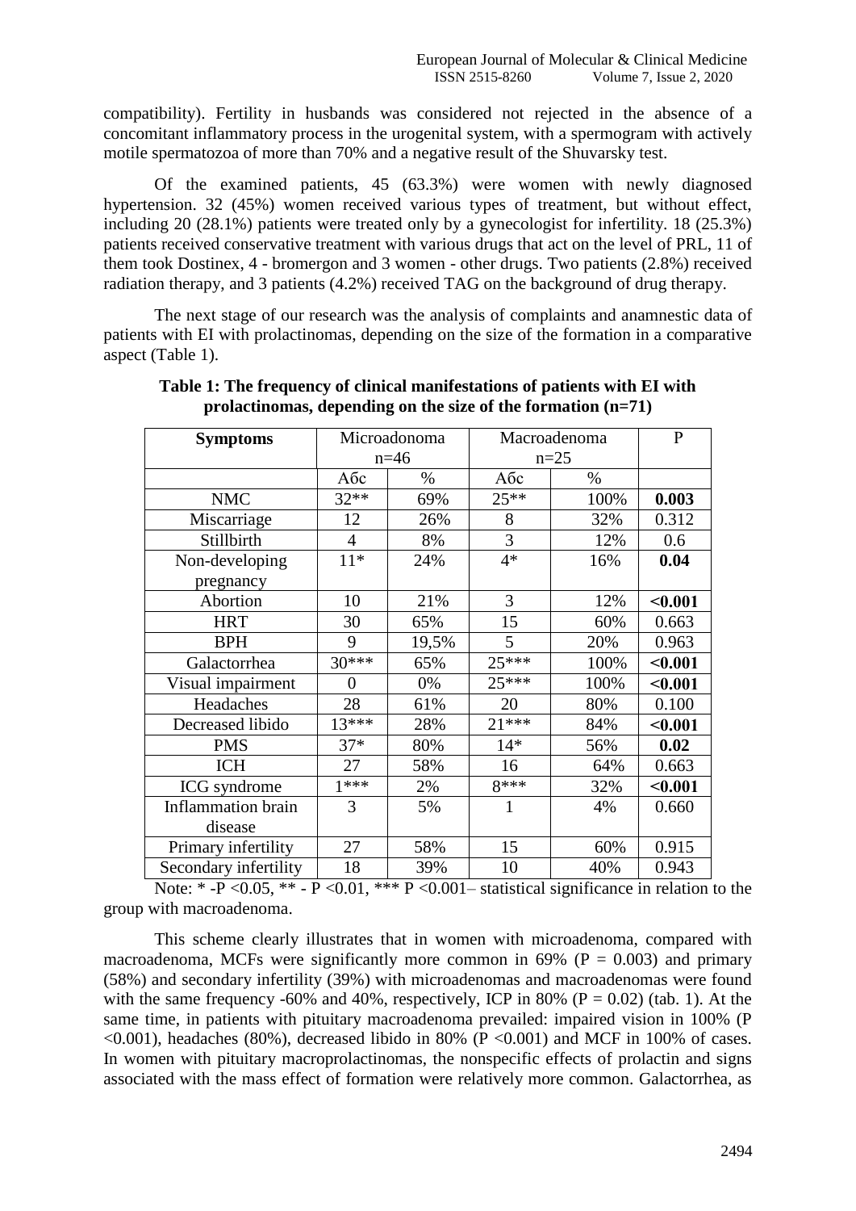compatibility). Fertility in husbands was considered not rejected in the absence of a concomitant inflammatory process in the urogenital system, with a spermogram with actively motile spermatozoa of more than 70% and a negative result of the Shuvarsky test.

Of the examined patients, 45 (63.3%) were women with newly diagnosed hypertension. 32 (45%) women received various types of treatment, but without effect, including 20 (28.1%) patients were treated only by a gynecologist for infertility. 18 (25.3%) patients received conservative treatment with various drugs that act on the level of PRL, 11 of them took Dostinex, 4 - bromergon and 3 women - other drugs. Two patients (2.8%) received radiation therapy, and 3 patients (4.2%) received TAG on the background of drug therapy.

The next stage of our research was the analysis of complaints and anamnestic data of patients with EI with prolactinomas, depending on the size of the formation in a comparative aspect (Table 1).

**Table 1: The frequency of clinical manifestations of patients with EI with prolactinomas, depending on the size of the formation (n=71)**

| Symptoms | Microadonoma n=46 | | Macroadenoma n=25 | | P |
|---|---|---|---|---|---|
| | Абс | % | Абс | % | |
| NMC | 32** | 69% | 25** | 100% | **0.003** |
| Miscarriage | 12 | 26% | 8 | 32% | 0.312 |
| Stillbirth | 4 | 8% | 3 | 12% | 0.6 |
| Non-developing pregnancy | 11* | 24% | 4* | 16% | **0.04** |
| Abortion | 10 | 21% | 3 | 12% | **<0.001** |
| HRT | 30 | 65% | 15 | 60% | 0.663 |
| BPH | 9 | 19,5% | 5 | 20% | 0.963 |
| Galactorrhea | 30*** | 65% | 25*** | 100% | **<0.001** |
| Visual impairment | 0 | 0% | 25*** | 100% | **<0.001** |
| Headaches | 28 | 61% | 20 | 80% | 0.100 |
| Decreased libido | 13*** | 28% | 21*** | 84% | **<0.001** |
| PMS | 37* | 80% | 14* | 56% | **0.02** |
| ICH | 27 | 58% | 16 | 64% | 0.663 |
| ICG syndrome | 1*** | 2% | 8*** | 32% | **<0.001** |
| Inflammation brain disease | 3 | 5% | 1 | 4% | 0.660 |
| Primary infertility | 27 | 58% | 15 | 60% | 0.915 |
| Secondary infertility | 18 | 39% | 10 | 40% | 0.943 |

Note: * -P <0.05, ** - P <0.01, *** P <0.001– statistical significance in relation to the group with macroadenoma.

This scheme clearly illustrates that in women with microadenoma, compared with macroadenoma, MCFs were significantly more common in 69% (P = 0.003) and primary (58%) and secondary infertility (39%) with microadenomas and macroadenomas were found with the same frequency -60% and 40%, respectively, ICP in 80% (P = 0.02) (tab. 1). At the same time, in patients with pituitary macroadenoma prevailed: impaired vision in 100% (P <0.001), headaches (80%), decreased libido in 80% (P <0.001) and MCF in 100% of cases. In women with pituitary macroprolactinomas, the nonspecific effects of prolactin and signs associated with the mass effect of formation were relatively more common. Galactorrhea, as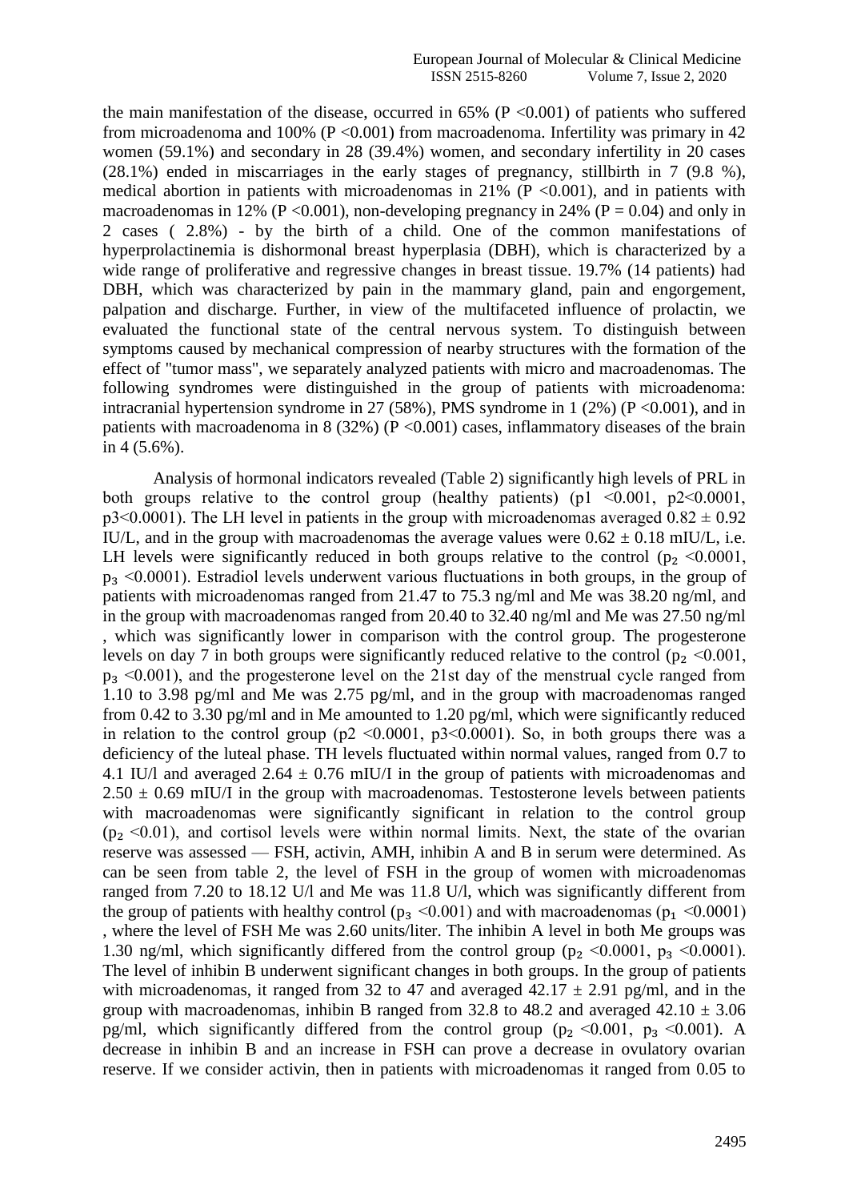the main manifestation of the disease, occurred in 65% ($P < 0.001$) of patients who suffered from microadenoma and 100% ($P < 0.001$) from macroadenoma. Infertility was primary in 42 women (59.1%) and secondary in 28 (39.4%) women, and secondary infertility in 20 cases (28.1%) ended in miscarriages in the early stages of pregnancy, stillbirth in 7 (9.8 %), medical abortion in patients with microadenomas in 21% ($P < 0.001$), and in patients with macroadenomas in 12% ($P < 0.001$), non-developing pregnancy in 24% ($P = 0.04$) and only in 2 cases ( 2.8%) - by the birth of a child. One of the common manifestations of hyperprolactinemia is dishormonal breast hyperplasia (DBH), which is characterized by a wide range of proliferative and regressive changes in breast tissue. 19.7% (14 patients) had DBH, which was characterized by pain in the mammary gland, pain and engorgement, palpation and discharge. Further, in view of the multifaceted influence of prolactin, we evaluated the functional state of the central nervous system. To distinguish between symptoms caused by mechanical compression of nearby structures with the formation of the effect of "tumor mass", we separately analyzed patients with micro and macroadenomas. The following syndromes were distinguished in the group of patients with microadenoma: intracranial hypertension syndrome in 27 (58%), PMS syndrome in 1 (2%) ($P < 0.001$), and in patients with macroadenoma in 8 (32%) ($P < 0.001$) cases, inflammatory diseases of the brain in 4 (5.6%).

Analysis of hormonal indicators revealed (Table 2) significantly high levels of PRL in both groups relative to the control group (healthy patients) ($p1 < 0.001$, $p2 < 0.0001$, $p3 < 0.0001$). The LH level in patients in the group with microadenomas averaged $0.82 \pm 0.92$ IU/L, and in the group with macroadenomas the average values were $0.62 \pm 0.18$ mIU/L, i.e. LH levels were significantly reduced in both groups relative to the control ($p_2 < 0.0001$, $p_3 < 0.0001$). Estradiol levels underwent various fluctuations in both groups, in the group of patients with microadenomas ranged from 21.47 to 75.3 ng/ml and Me was 38.20 ng/ml, and in the group with macroadenomas ranged from 20.40 to 32.40 ng/ml and Me was 27.50 ng/ml , which was significantly lower in comparison with the control group. The progesterone levels on day 7 in both groups were significantly reduced relative to the control ($p_2 < 0.001$, $p_3 < 0.001$), and the progesterone level on the 21st day of the menstrual cycle ranged from 1.10 to 3.98 pg/ml and Me was 2.75 pg/ml, and in the group with macroadenomas ranged from 0.42 to 3.30 pg/ml and in Me amounted to 1.20 pg/ml, which were significantly reduced in relation to the control group ($p2 < 0.0001$, $p3 < 0.0001$). So, in both groups there was a deficiency of the luteal phase. TH levels fluctuated within normal values, ranged from 0.7 to 4.1 IU/l and averaged $2.64 \pm 0.76$ mIU/I in the group of patients with microadenomas and $2.50 \pm 0.69$ mIU/I in the group with macroadenomas. Testosterone levels between patients with macroadenomas were significantly significant in relation to the control group ($p_2 < 0.01$), and cortisol levels were within normal limits. Next, the state of the ovarian reserve was assessed — FSH, activin, AMH, inhibin A and B in serum were determined. As can be seen from table 2, the level of FSH in the group of women with microadenomas ranged from 7.20 to 18.12 U/l and Me was 11.8 U/l, which was significantly different from the group of patients with healthy control ($p_3 < 0.001$) and with macroadenomas ($p_1 < 0.0001$) , where the level of FSH Me was 2.60 units/liter. The inhibin A level in both Me groups was 1.30 ng/ml, which significantly differed from the control group ($p_2 < 0.0001$, $p_3 < 0.0001$). The level of inhibin B underwent significant changes in both groups. In the group of patients with microadenomas, it ranged from 32 to 47 and averaged $42.17 \pm 2.91$ pg/ml, and in the group with macroadenomas, inhibin B ranged from 32.8 to 48.2 and averaged $42.10 \pm 3.06$ pg/ml, which significantly differed from the control group ($p_2 < 0.001$, $p_3 < 0.001$). A decrease in inhibin B and an increase in FSH can prove a decrease in ovulatory ovarian reserve. If we consider activin, then in patients with microadenomas it ranged from 0.05 to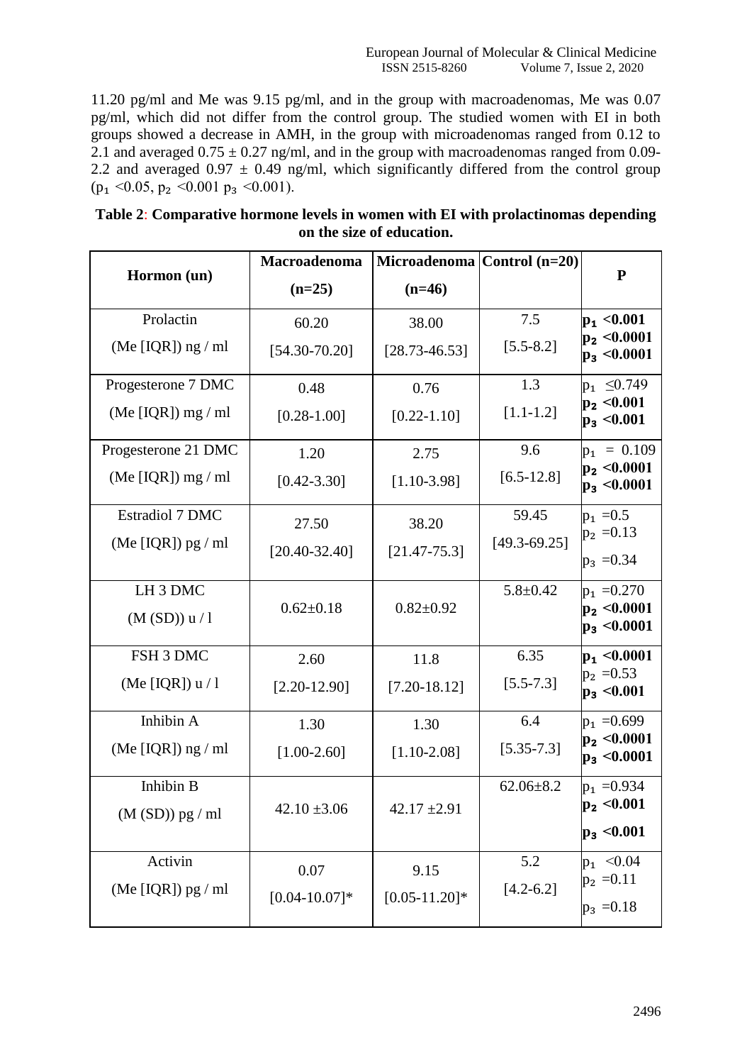11.20 pg/ml and Me was 9.15 pg/ml, and in the group with macroadenomas, Me was 0.07 pg/ml, which did not differ from the control group. The studied women with EI in both groups showed a decrease in AMH, in the group with microadenomas ranged from 0.12 to 2.1 and averaged $0.75 \pm 0.27$ ng/ml, and in the group with macroadenomas ranged from 0.09-2.2 and averaged $0.97 \pm 0.49$ ng/ml, which significantly differed from the control group ($p_1 < 0.05$, $p_2 < 0.001$ $p_3 < 0.001$).

**Table 2: Comparative hormone levels in women with EI with prolactinomas depending on the size of education.**

| Hormon (un) | Macroadenoma (n=25) | Microadenoma (n=46) | Control (n=20) | P |
|---|---|---|---|---|
| Prolactin (Me [IQR]) ng / ml | 60.20 [54.30-70.20] | 38.00 [28.73-46.53] | 7.5 [5.5-8.2] | **$p_1$ <0.001** **$p_2$ <0.0001** **$p_3$ <0.0001** |
| Progesterone 7 DMC (Me [IQR]) mg / ml | 0.48 [0.28-1.00] | 0.76 [0.22-1.10] | 1.3 [1.1-1.2] | $p_1$ ≤0.749 **$p_2$ <0.001** **$p_3$ <0.001** |
| Progesterone 21 DMC (Me [IQR]) mg / ml | 1.20 [0.42-3.30] | 2.75 [1.10-3.98] | 9.6 [6.5-12.8] | $p_1$ = 0.109 **$p_2$ <0.0001** **$p_3$ <0.0001** |
| Estradiol 7 DMC (Me [IQR]) pg / ml | 27.50 [20.40-32.40] | 38.20 [21.47-75.3] | 59.45 [49.3-69.25] | $p_1$ =0.5 $p_2$ =0.13 $p_3$ =0.34 |
| LH 3 DMC (M (SD)) u / l | 0.62±0.18 | 0.82±0.92 | 5.8±0.42 | $p_1$ =0.270 **$p_2$ <0.0001** **$p_3$ <0.0001** |
| FSH 3 DMC (Me [IQR]) u / l | 2.60 [2.20-12.90] | 11.8 [7.20-18.12] | 6.35 [5.5-7.3] | **$p_1$ <0.0001** $p_2$ =0.53 **$p_3$ <0.001** |
| Inhibin A (Me [IQR]) ng / ml | 1.30 [1.00-2.60] | 1.30 [1.10-2.08] | 6.4 [5.35-7.3] | $p_1$ =0.699 **$p_2$ <0.0001** **$p_3$ <0.0001** |
| Inhibin B (M (SD)) pg / ml | 42.10 ±3.06 | 42.17 ±2.91 | 62.06±8.2 | $p_1$ =0.934 **$p_2$ <0.001** **$p_3$ <0.001** |
| Activin (Me [IQR]) pg / ml | 0.07 [0.04-10.07]* | 9.15 [0.05-11.20]* | 5.2 [4.2-6.2] | $p_1$ <0.04 $p_2$ =0.11 $p_3$ =0.18 |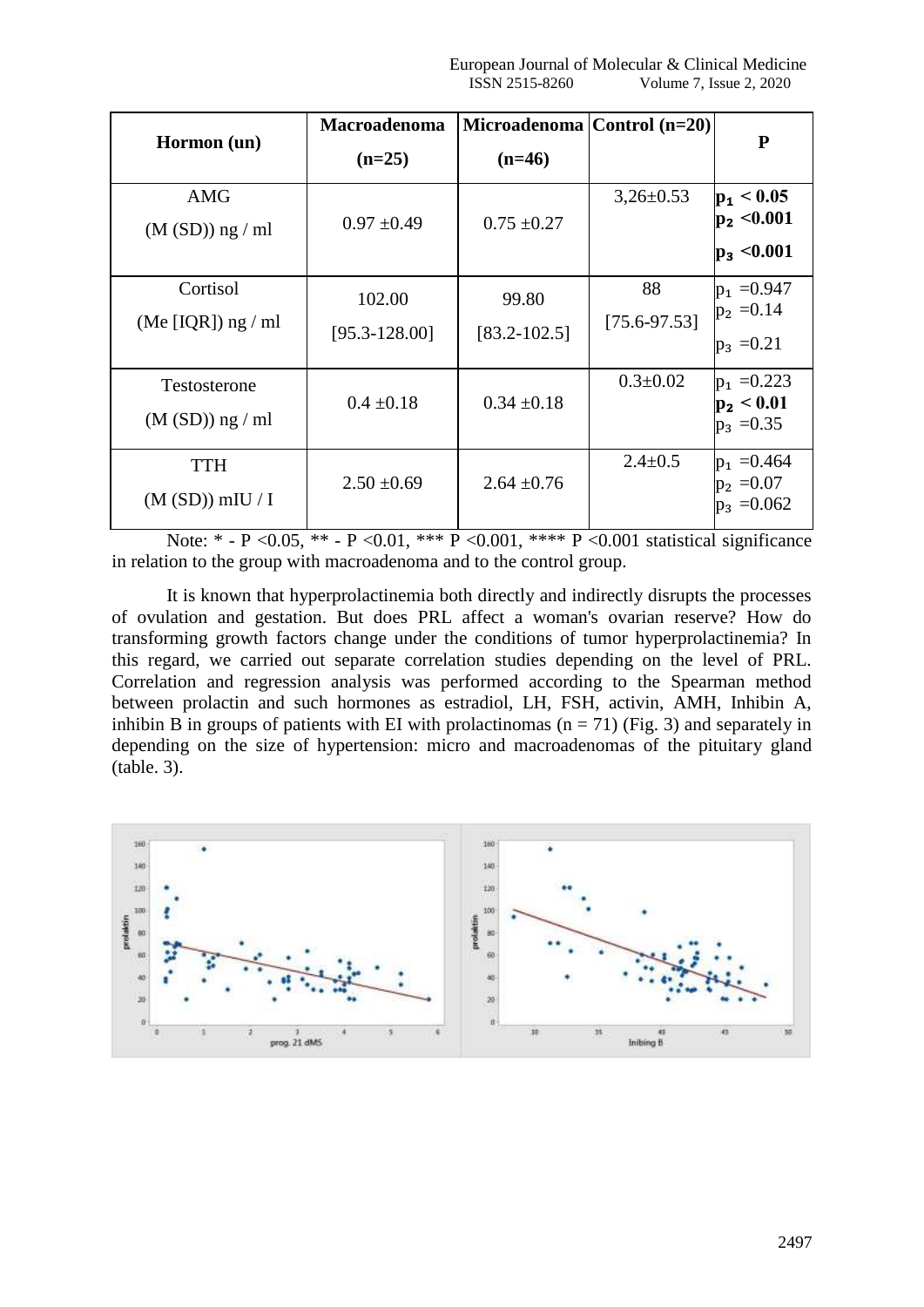| Hormon (un) | Macroadenoma (n=25) | Microadenoma (n=46) | Control (n=20) | P |
|---|---|---|---|---|
| AMG (M (SD)) ng / ml | 0.97 ±0.49 | 0.75 ±0.27 | 3,26±0.53 | $p_1$ < 0.05 $p_2$ <0.001 $p_3$ <0.001 |
| Cortisol (Me [IQR]) ng / ml | 102.00 [95.3-128.00] | 99.80 [83.2-102.5] | 88 [75.6-97.53] | $p_1$ =0.947 $p_2$ =0.14 $p_3$ =0.21 |
| Testosterone (M (SD)) ng / ml | 0.4 ±0.18 | 0.34 ±0.18 | 0.3±0.02 | $p_1$ =0.223 $p_2$ < 0.01 $p_3$ =0.35 |
| TTH (M (SD)) mIU / I | 2.50 ±0.69 | 2.64 ±0.76 | 2.4±0.5 | $p_1$ =0.464 $p_2$ =0.07 $p_3$ =0.062 |

Note: * - P <0.05, ** - P <0.01, *** P <0.001, **** P <0.001 statistical significance in relation to the group with macroadenoma and to the control group.

It is known that hyperprolactinemia both directly and indirectly disrupts the processes of ovulation and gestation. But does PRL affect a woman's ovarian reserve? How do transforming growth factors change under the conditions of tumor hyperprolactinemia? In this regard, we carried out separate correlation studies depending on the level of PRL. Correlation and regression analysis was performed according to the Spearman method between prolactin and such hormones as estradiol, LH, FSH, activin, AMH, Inhibin A, inhibin B in groups of patients with EI with prolactinomas (n = 71) (Fig. 3) and separately in depending on the size of hypertension: micro and macroadenomas of the pituitary gland (table. 3).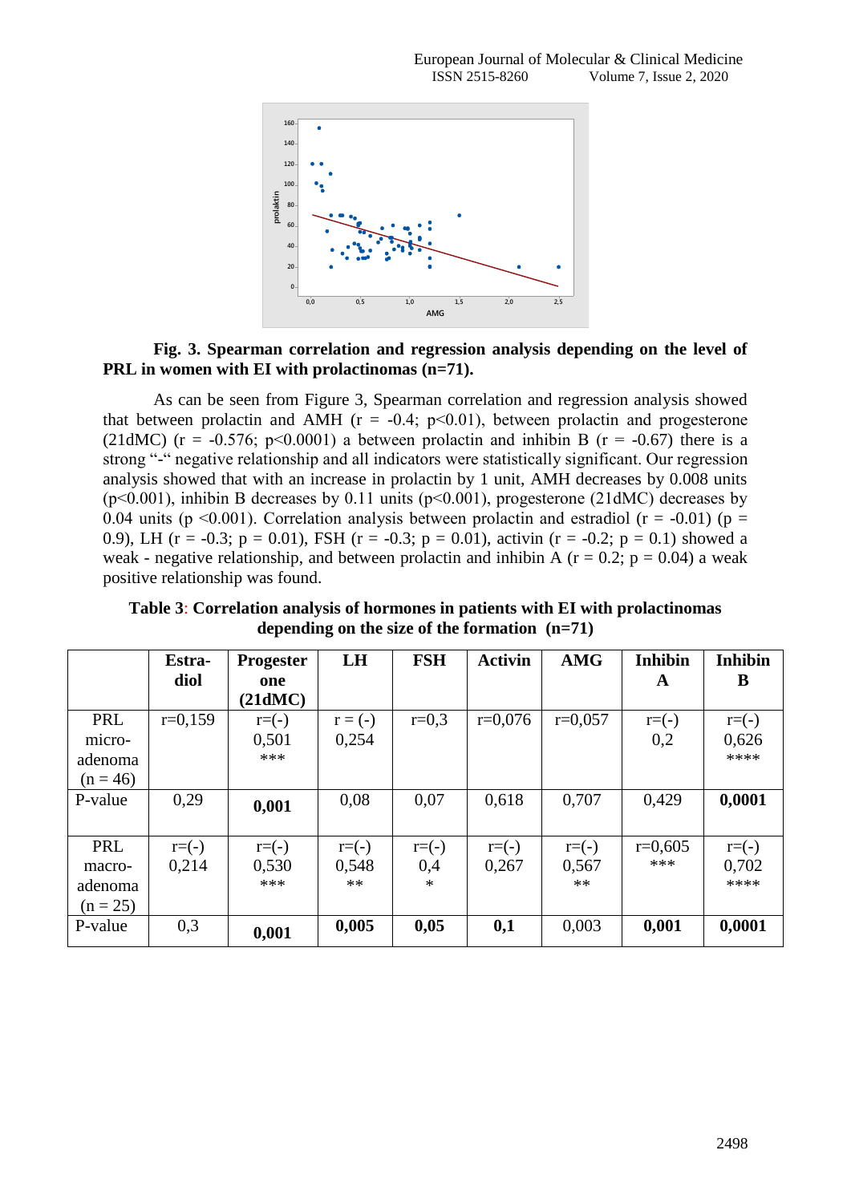**Fig. 3. Spearman correlation and regression analysis depending on the level of PRL in women with EI with prolactinomas (n=71).**

As can be seen from Figure 3, Spearman correlation and regression analysis showed that between prolactin and AMH ($r = -0.4$; $p<0.01$), between prolactin and progesterone (21dMC) ($r = -0.576$; $p<0.0001$) a between prolactin and inhibin B ($r = -0.67$) there is a strong "-" negative relationship and all indicators were statistically significant. Our regression analysis showed that with an increase in prolactin by 1 unit, AMH decreases by 0.008 units ($p<0.001$), inhibin B decreases by 0.11 units ($p<0.001$), progesterone (21dMC) decreases by 0.04 units ($p <0.001$). Correlation analysis between prolactin and estradiol ($r = -0.01$) ($p = 0.9$), LH ($r = -0.3$; $p = 0.01$), FSH ($r = -0.3$; $p = 0.01$), activin ($r = -0.2$; $p = 0.1$) showed a weak - negative relationship, and between prolactin and inhibin A ($r = 0.2$; $p = 0.04$) a weak positive relationship was found.

**Table 3: Correlation analysis of hormones in patients with EI with prolactinomas depending on the size of the formation (n=71)**

| | Estra-diol | Progesterone (21dMC) | LH | FSH | Activin | AMG | Inhibin A | Inhibin B |
|---|---|---|---|---|---|---|---|---|
| PRL micro-adenoma (n = 46) | r=0,159 | r=(-) 0,501 *** | r = (-) 0,254 | r=0,3 | r=0,076 | r=0,057 | r=(-) 0,2 | r=(-) 0,626 **** |
| P-value | 0,29 | **0,001** | 0,08 | 0,07 | 0,618 | 0,707 | 0,429 | **0,0001** |
| PRL macro-adenoma (n = 25) | r=(-) 0,214 | r=(-) 0,530 *** | r=(-) 0,548 ** | r=(-) 0,4 * | r=(-) 0,267 | r=(-) 0,567 ** | r=0,605 *** | r=(-) 0,702 **** |
| P-value | 0,3 | **0,001** | **0,005** | **0,05** | **0,1** | 0,003 | **0,001** | **0,0001** |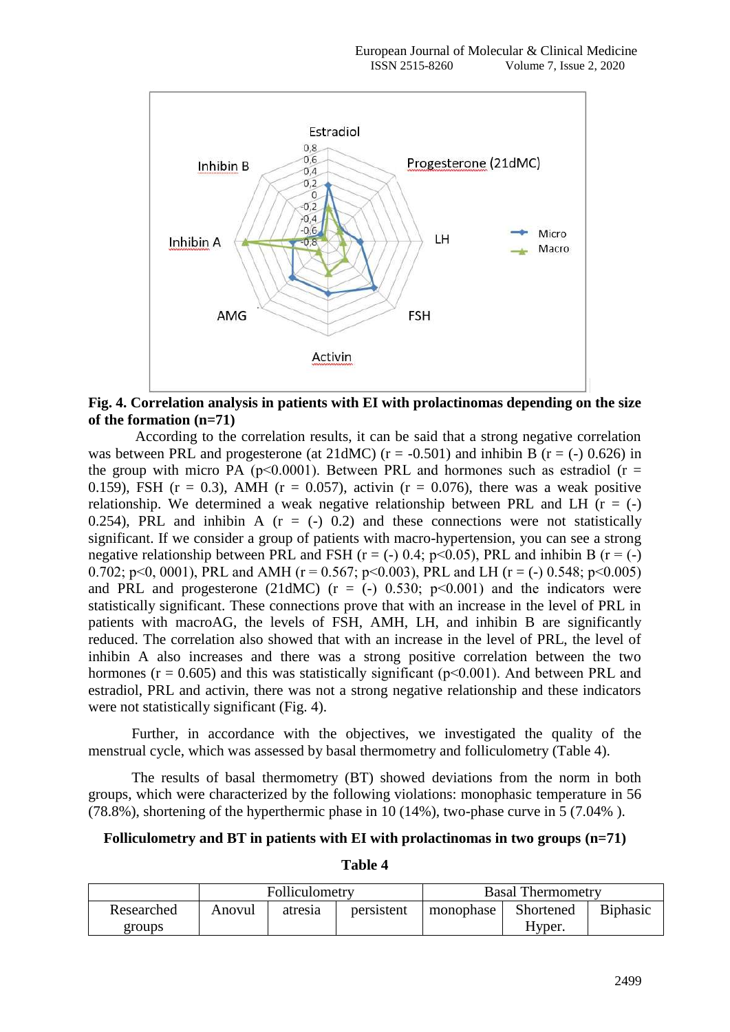**Fig. 4. Correlation analysis in patients with EI with prolactinomas depending on the size of the formation (n=71)**

According to the correlation results, it can be said that a strong negative correlation was between PRL and progesterone (at 21dMC) (r = -0.501) and inhibin B (r = (-) 0.626) in the group with micro PA ($p<0.0001$). Between PRL and hormones such as estradiol (r = 0.159), FSH (r = 0.3), AMH (r = 0.057), activin (r = 0.076), there was a weak positive relationship. We determined a weak negative relationship between PRL and LH (r = (-) 0.254), PRL and inhibin A (r = (-) 0.2) and these connections were not statistically significant. If we consider a group of patients with macro-hypertension, you can see a strong negative relationship between PRL and FSH (r = (-) 0.4; $p<0.05$), PRL and inhibin B (r = (-) 0.702; p<0, 0001), PRL and AMH (r = 0.567; $p<0.003$), PRL and LH (r = (-) 0.548; $p<0.005$) and PRL and progesterone (21dMC) (r = (-) 0.530; $p<0.001$) and the indicators were statistically significant. These connections prove that with an increase in the level of PRL in patients with macroAG, the levels of FSH, AMH, LH, and inhibin B are significantly reduced. The correlation also showed that with an increase in the level of PRL, the level of inhibin A also increases and there was a strong positive correlation between the two hormones (r = 0.605) and this was statistically significant ($p<0.001$). And between PRL and estradiol, PRL and activin, there was not a strong negative relationship and these indicators were not statistically significant (Fig. 4).

Further, in accordance with the objectives, we investigated the quality of the menstrual cycle, which was assessed by basal thermometry and folliculometry (Table 4).

The results of basal thermometry (BT) showed deviations from the norm in both groups, which were characterized by the following violations: monophasic temperature in 56 (78.8%), shortening of the hyperthermic phase in 10 (14%), two-phase curve in 5 (7.04% ).

**Folliculometry and BT in patients with EI with prolactinomas in two groups (n=71)**

**Table 4**

| | Folliculometry | | | Basal Thermometry | | |
|---|---|---|---|---|---|---|
| Researched groups | Anovul | atresia | persistent | monophase | Shortened Hyper. | Biphasic |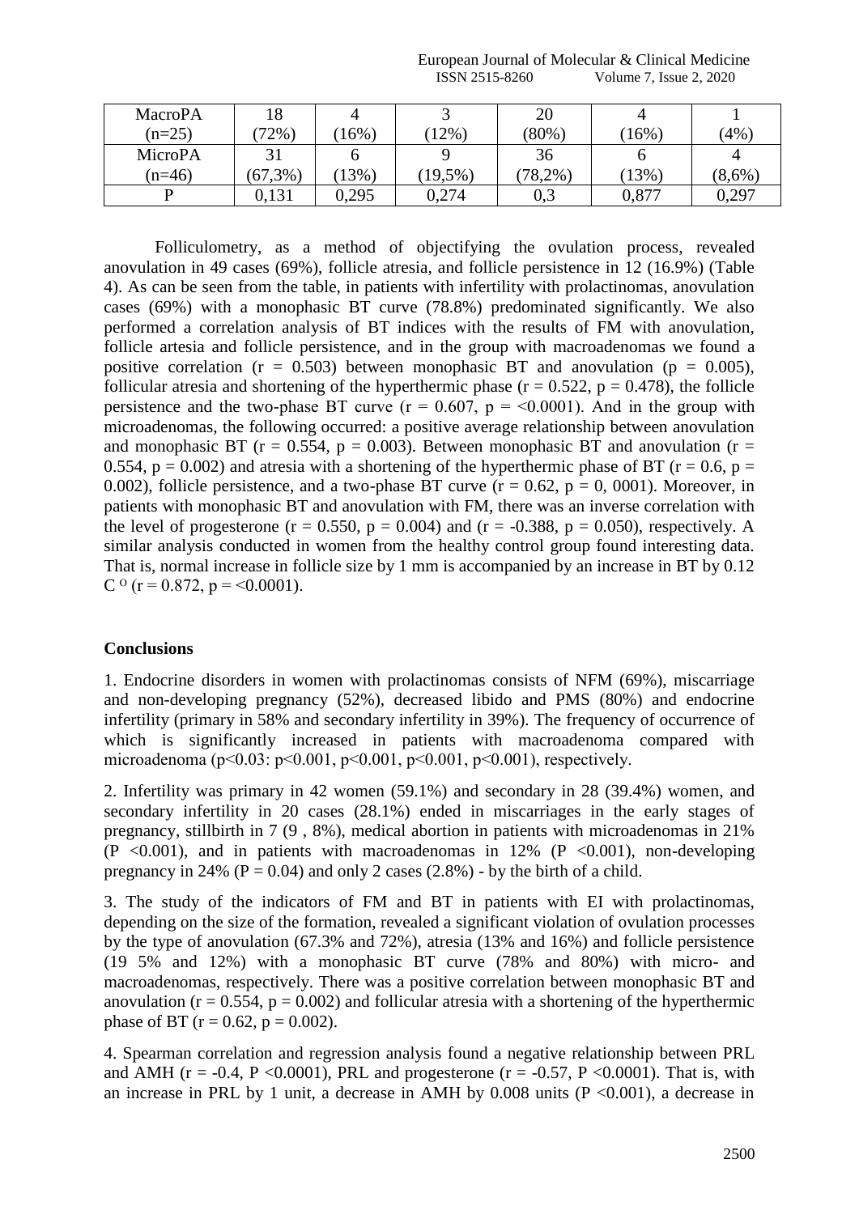| MacroPA (n=25) | 18 (72%) | 4 (16%) | 3 (12%) | 20 (80%) | 4 (16%) | 1 (4%) |
|---|---|---|---|---|---|---|
| MicroPA (n=46) | 31 (67,3%) | 6 (13%) | 9 (19,5%) | 36 (78,2%) | 6 (13%) | 4 (8,6%) |
| P | 0,131 | 0,295 | 0,274 | 0,3 | 0,877 | 0,297 |

Folliculometry, as a method of objectifying the ovulation process, revealed anovulation in 49 cases (69%), follicle atresia, and follicle persistence in 12 (16.9%) (Table 4). As can be seen from the table, in patients with infertility with prolactinomas, anovulation cases (69%) with a monophasic BT curve (78.8%) predominated significantly. We also performed a correlation analysis of BT indices with the results of FM with anovulation, follicle artesia and follicle persistence, and in the group with macroadenomas we found a positive correlation ($r = 0.503$) between monophasic BT and anovulation ($p = 0.005$), follicular atresia and shortening of the hyperthermic phase ($r = 0.522$, $p = 0.478$), the follicle persistence and the two-phase BT curve ($r = 0.607$, $p = <0.0001$). And in the group with microadenomas, the following occurred: a positive average relationship between anovulation and monophasic BT ($r = 0.554$, $p = 0.003$). Between monophasic BT and anovulation ($r = 0.554$, $p = 0.002$) and atresia with a shortening of the hyperthermic phase of BT ($r = 0.6$, $p = 0.002$), follicle persistence, and a two-phase BT curve ($r = 0.62$, $p = 0, 0001$). Moreover, in patients with monophasic BT and anovulation with FM, there was an inverse correlation with the level of progesterone ($r = 0.550$, $p = 0.004$) and ($r = -0.388$, $p = 0.050$), respectively. A similar analysis conducted in women from the healthy control group found interesting data. That is, normal increase in follicle size by 1 mm is accompanied by an increase in BT by 0.12 $C^{O}$ ($r = 0.872$, $p = <0.0001$).

**Conclusions**

1. Endocrine disorders in women with prolactinomas consists of NFM (69%), miscarriage and non-developing pregnancy (52%), decreased libido and PMS (80%) and endocrine infertility (primary in 58% and secondary infertility in 39%). The frequency of occurrence of which is significantly increased in patients with macroadenoma compared with microadenoma ($p<0.03$: $p<0.001$, $p<0.001$, $p<0.001$, $p<0.001$), respectively.

2. Infertility was primary in 42 women (59.1%) and secondary in 28 (39.4%) women, and secondary infertility in 20 cases (28.1%) ended in miscarriages in the early stages of pregnancy, stillbirth in 7 (9 , 8%), medical abortion in patients with microadenomas in 21% ($P <0.001$), and in patients with macroadenomas in 12% ($P <0.001$), non-developing pregnancy in 24% ($P = 0.04$) and only 2 cases (2.8%) - by the birth of a child.

3. The study of the indicators of FM and BT in patients with EI with prolactinomas, depending on the size of the formation, revealed a significant violation of ovulation processes by the type of anovulation (67.3% and 72%), atresia (13% and 16%) and follicle persistence (19 5% and 12%) with a monophasic BT curve (78% and 80%) with micro- and macroadenomas, respectively. There was a positive correlation between monophasic BT and anovulation ($r = 0.554$, $p = 0.002$) and follicular atresia with a shortening of the hyperthermic phase of BT ($r = 0.62$, $p = 0.002$).

4. Spearman correlation and regression analysis found a negative relationship between PRL and AMH ($r = -0.4$, $P <0.0001$), PRL and progesterone ($r = -0.57$, $P <0.0001$). That is, with an increase in PRL by 1 unit, a decrease in AMH by 0.008 units ($P <0.001$), a decrease in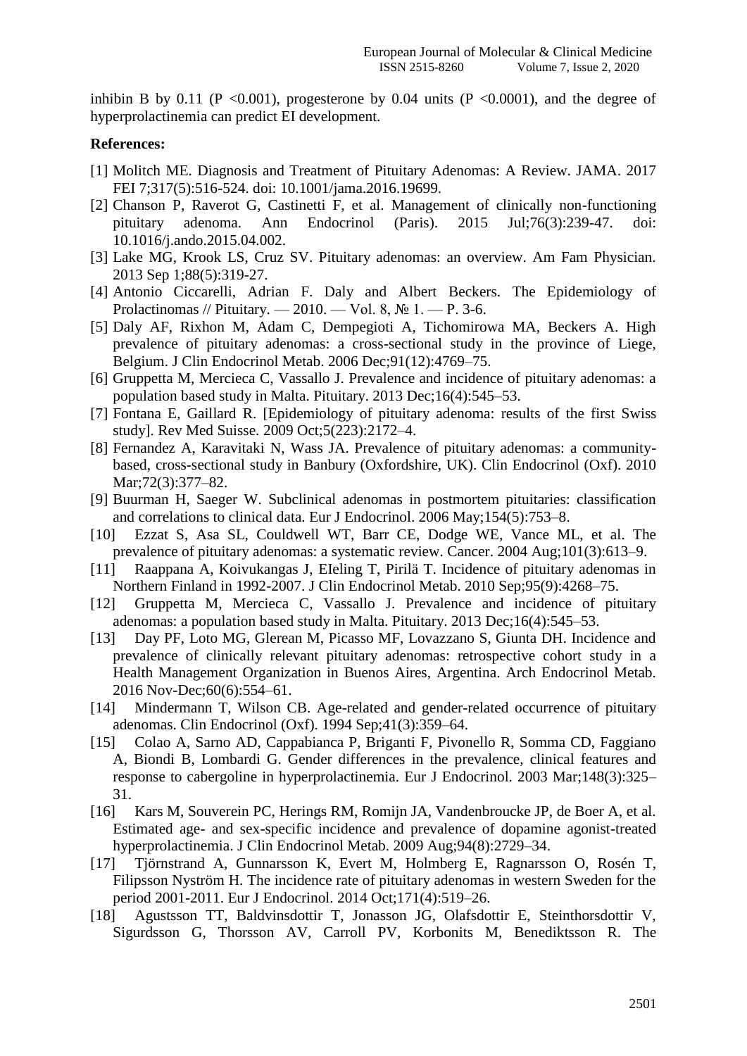inhibin B by 0.11 ($P < 0.001$), progesterone by 0.04 units ($P < 0.0001$), and the degree of hyperprolactinemia can predict EI development.

**References:**

[1] Molitch ME. Diagnosis and Treatment of Pituitary Adenomas: A Review. JAMA. 2017 FEI 7;317(5):516-524. doi: 10.1001/jama.2016.19699.

[2] Chanson P, Raverot G, Castinetti F, et al. Management of clinically non-functioning pituitary adenoma. Ann Endocrinol (Paris). 2015 Jul;76(3):239-47. doi: 10.1016/j.ando.2015.04.002.

[3] Lake MG, Krook LS, Cruz SV. Pituitary adenomas: an overview. Am Fam Physician. 2013 Sep 1;88(5):319-27.

[4] Antonio Ciccarelli, Adrian F. Daly and Albert Beckers. The Epidemiology of Prolactinomas // Pituitary. — 2010. — Vol. 8, № 1. — P. 3-6.

[5] Daly AF, Rixhon M, Adam C, Dempegioti A, Tichomirowa MA, Beckers A. High prevalence of pituitary adenomas: a cross-sectional study in the province of Liege, Belgium. J Clin Endocrinol Metab. 2006 Dec;91(12):4769–75.

[6] Gruppetta M, Mercieca C, Vassallo J. Prevalence and incidence of pituitary adenomas: a population based study in Malta. Pituitary. 2013 Dec;16(4):545–53.

[7] Fontana E, Gaillard R. [Epidemiology of pituitary adenoma: results of the first Swiss study]. Rev Med Suisse. 2009 Oct;5(223):2172–4.

[8] Fernandez A, Karavitaki N, Wass JA. Prevalence of pituitary adenomas: a community-based, cross-sectional study in Banbury (Oxfordshire, UK). Clin Endocrinol (Oxf). 2010 Mar;72(3):377–82.

[9] Buurman H, Saeger W. Subclinical adenomas in postmortem pituitaries: classification and correlations to clinical data. Eur J Endocrinol. 2006 May;154(5):753–8.

[10] Ezzat S, Asa SL, Couldwell WT, Barr CE, Dodge WE, Vance ML, et al. The prevalence of pituitary adenomas: a systematic review. Cancer. 2004 Aug;101(3):613–9.

[11] Raappana A, Koivukangas J, EIeling T, Pirilä T. Incidence of pituitary adenomas in Northern Finland in 1992-2007. J Clin Endocrinol Metab. 2010 Sep;95(9):4268–75.

[12] Gruppetta M, Mercieca C, Vassallo J. Prevalence and incidence of pituitary adenomas: a population based study in Malta. Pituitary. 2013 Dec;16(4):545–53.

[13] Day PF, Loto MG, Glerean M, Picasso MF, Lovazzano S, Giunta DH. Incidence and prevalence of clinically relevant pituitary adenomas: retrospective cohort study in a Health Management Organization in Buenos Aires, Argentina. Arch Endocrinol Metab. 2016 Nov-Dec;60(6):554–61.

[14] Mindermann T, Wilson CB. Age-related and gender-related occurrence of pituitary adenomas. Clin Endocrinol (Oxf). 1994 Sep;41(3):359–64.

[15] Colao A, Sarno AD, Cappabianca P, Briganti F, Pivonello R, Somma CD, Faggiano A, Biondi B, Lombardi G. Gender differences in the prevalence, clinical features and response to cabergoline in hyperprolactinemia. Eur J Endocrinol. 2003 Mar;148(3):325–31.

[16] Kars M, Souverein PC, Herings RM, Romijn JA, Vandenbroucke JP, de Boer A, et al. Estimated age- and sex-specific incidence and prevalence of dopamine agonist-treated hyperprolactinemia. J Clin Endocrinol Metab. 2009 Aug;94(8):2729–34.

[17] Tjörnstrand A, Gunnarsson K, Evert M, Holmberg E, Ragnarsson O, Rosén T, Filipsson Nyström H. The incidence rate of pituitary adenomas in western Sweden for the period 2001-2011. Eur J Endocrinol. 2014 Oct;171(4):519–26.

[18] Agustsson TT, Baldvinsdottir T, Jonasson JG, Olafsdottir E, Steinthorsdottir V, Sigurdsson G, Thorsson AV, Carroll PV, Korbonits M, Benediktsson R. The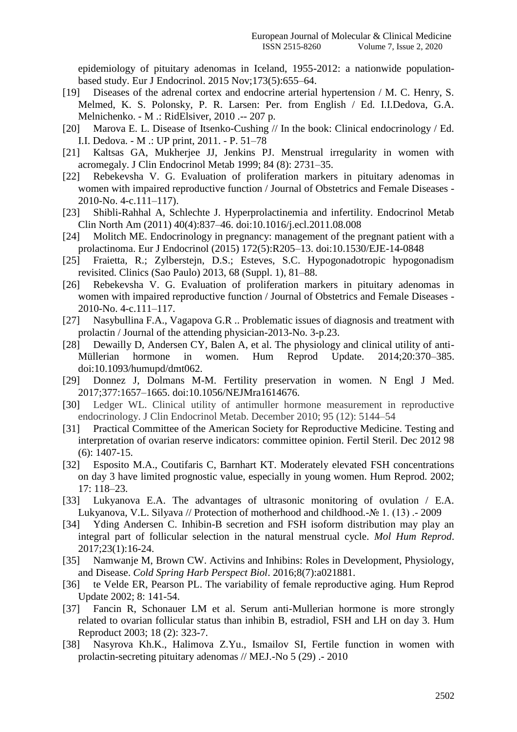epidemiology of pituitary adenomas in Iceland, 1955-2012: a nationwide population-based study. Eur J Endocrinol. 2015 Nov;173(5):655–64.

[19] Diseases of the adrenal cortex and endocrine arterial hypertension / M. C. Henry, S. Melmed, K. S. Polonsky, P. R. Larsen: Per. from English / Ed. I.I.Dedova, G.A. Melnichenko. - M .: RidElsiver, 2010 .-- 207 p.

[20] Marova E. L. Disease of Itsenko-Cushing // In the book: Clinical endocrinology / Ed. I.I. Dedova. - M .: UP print, 2011. - P. 51–78

[21] Kaltsas GA, Mukherjee JJ, Jenkins PJ. Menstrual irregularity in women with acromegaly. J Clin Endocrinol Metab 1999; 84 (8): 2731–35.

[22] Rebekevsha V. G. Evaluation of proliferation markers in pituitary adenomas in women with impaired reproductive function / Journal of Obstetrics and Female Diseases - 2010-No. 4-c.111–117).

[23] Shibli-Rahhal A, Schlechte J. Hyperprolactinemia and infertility. Endocrinol Metab Clin North Am (2011) 40(4):837–46. doi:10.1016/j.ecl.2011.08.008

[24] Molitch ME. Endocrinology in pregnancy: management of the pregnant patient with a prolactinoma. Eur J Endocrinol (2015) 172(5):R205–13. doi:10.1530/EJE-14-0848

[25] Fraietta, R.; Zylberstejn, D.S.; Esteves, S.C. Hypogonadotropic hypogonadism revisited. Clinics (Sao Paulo) 2013, 68 (Suppl. 1), 81–88.

[26] Rebekevsha V. G. Evaluation of proliferation markers in pituitary adenomas in women with impaired reproductive function / Journal of Obstetrics and Female Diseases - 2010-No. 4-c.111–117.

[27] Nasybullina F.A., Vagapova G.R .. Problematic issues of diagnosis and treatment with prolactin / Journal of the attending physician-2013-No. 3-p.23.

[28] Dewailly D, Andersen CY, Balen A, et al. The physiology and clinical utility of anti-Müllerian hormone in women. Hum Reprod Update. 2014;20:370–385. doi:10.1093/humupd/dmt062.

[29] Donnez J, Dolmans M-M. Fertility preservation in women. N Engl J Med. 2017;377:1657–1665. doi:10.1056/NEJMra1614676.

[30] Ledger WL. Clinical utility of antimuller hormone measurement in reproductive endocrinology. J Clin Endocrinol Metab. December 2010; 95 (12): 5144–54

[31] Practical Committee of the American Society for Reproductive Medicine. Testing and interpretation of ovarian reserve indicators: committee opinion. Fertil Steril. Dec 2012 98 (6): 1407-15.

[32] Esposito M.A., Coutifaris C, Barnhart KT. Moderately elevated FSH concentrations on day 3 have limited prognostic value, especially in young women. Hum Reprod. 2002; 17: 118–23.

[33] Lukyanova E.A. The advantages of ultrasonic monitoring of ovulation / E.A. Lukyanova, V.L. Silyava // Protection of motherhood and childhood.-№ 1. (13) .- 2009

[34] Yding Andersen C. Inhibin-B secretion and FSH isoform distribution may play an integral part of follicular selection in the natural menstrual cycle. *Mol Hum Reprod*. 2017;23(1):16-24.

[35] Namwanje M, Brown CW. Activins and Inhibins: Roles in Development, Physiology, and Disease. *Cold Spring Harb Perspect Biol*. 2016;8(7):a021881.

[36] te Velde ER, Pearson PL. The variability of female reproductive aging. Hum Reprod Update 2002; 8: 141-54.

[37] Fancin R, Schonauer LM et al. Serum anti-Mullerian hormone is more strongly related to ovarian follicular status than inhibin B, estradiol, FSH and LH on day 3. Hum Reproduct 2003; 18 (2): 323-7.

[38] Nasyrova Kh.K., Halimova Z.Yu., Ismailov SI, Fertile function in women with prolactin-secreting pituitary adenomas // MEJ.-No 5 (29) .- 2010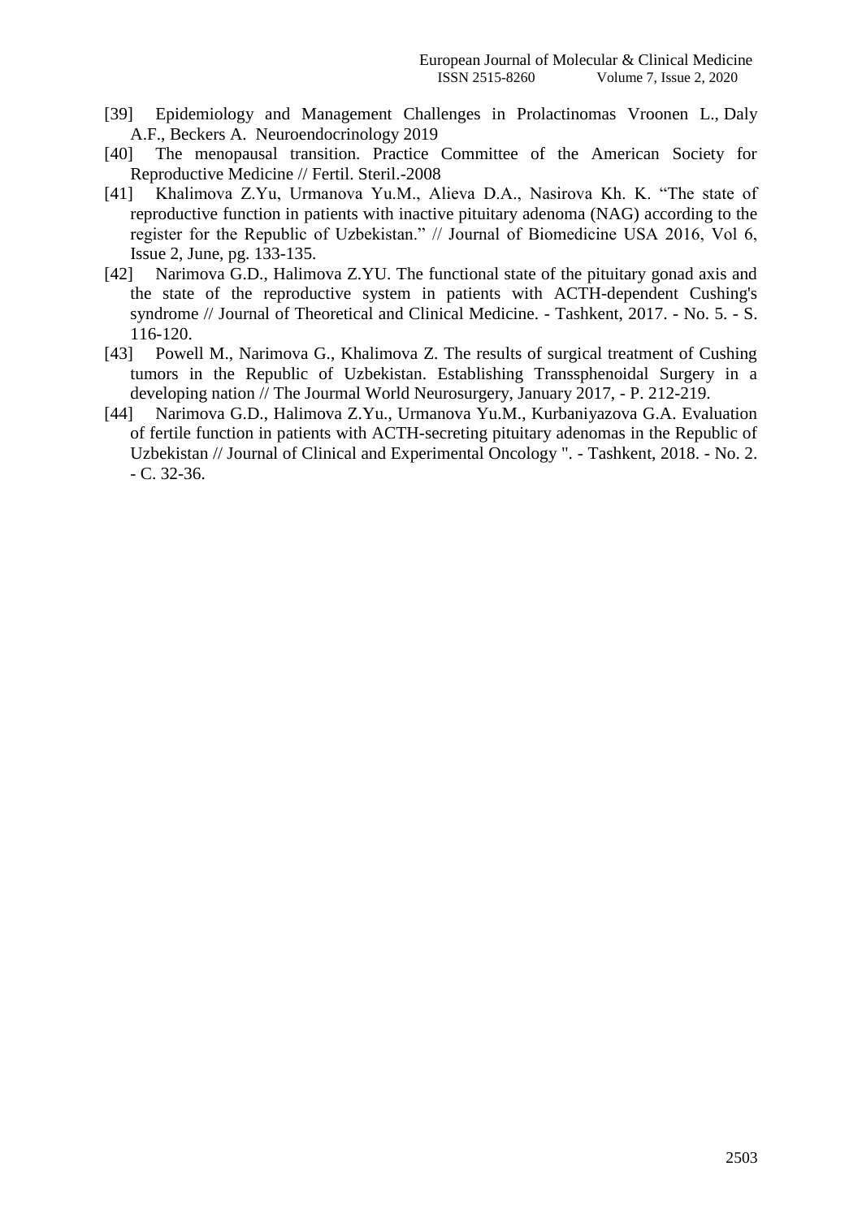[39] Epidemiology and Management Challenges in Prolactinomas Vroonen L., Daly A.F., Beckers A. Neuroendocrinology 2019

[40] The menopausal transition. Practice Committee of the American Society for Reproductive Medicine // Fertil. Steril.-2008

[41] Khalimova Z.Yu, Urmanova Yu.M., Alieva D.A., Nasirova Kh. K. "The state of reproductive function in patients with inactive pituitary adenoma (NAG) according to the register for the Republic of Uzbekistan." // Journal of Biomedicine USA 2016, Vol 6, Issue 2, June, pg. 133-135.

[42] Narimova G.D., Halimova Z.YU. The functional state of the pituitary gonad axis and the state of the reproductive system in patients with ACTH-dependent Cushing's syndrome // Journal of Theoretical and Clinical Medicine. - Tashkent, 2017. - No. 5. - S. 116-120.

[43] Powell M., Narimova G., Khalimova Z. The results of surgical treatment of Cushing tumors in the Republic of Uzbekistan. Establishing Transsphenoidal Surgery in a developing nation // The Jourmal World Neurosurgery, January 2017, - P. 212-219.

[44] Narimova G.D., Halimova Z.Yu., Urmanova Yu.M., Kurbaniyazova G.A. Evaluation of fertile function in patients with ACTH-secreting pituitary adenomas in the Republic of Uzbekistan // Journal of Clinical and Experimental Oncology ". - Tashkent, 2018. - No. 2. - C. 32-36.